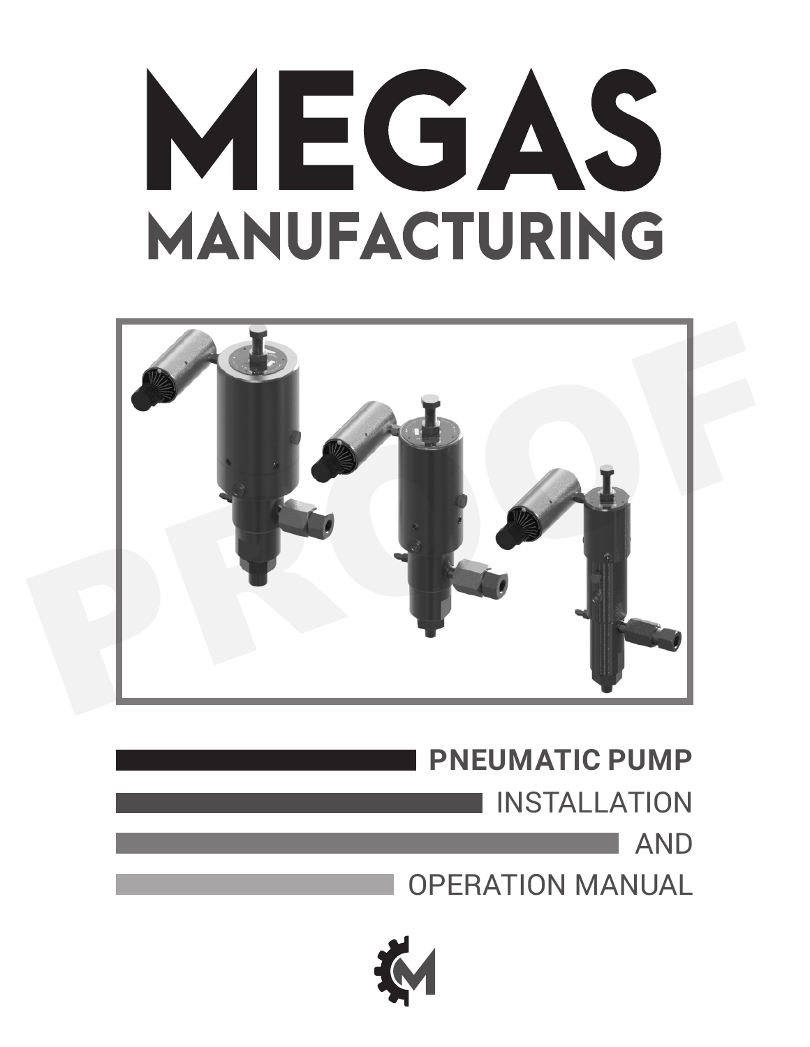# MEGAS MANUFACTURING

**PNEUMATIC PUMP**

INSTALLATION

AND

OPERATION MANUAL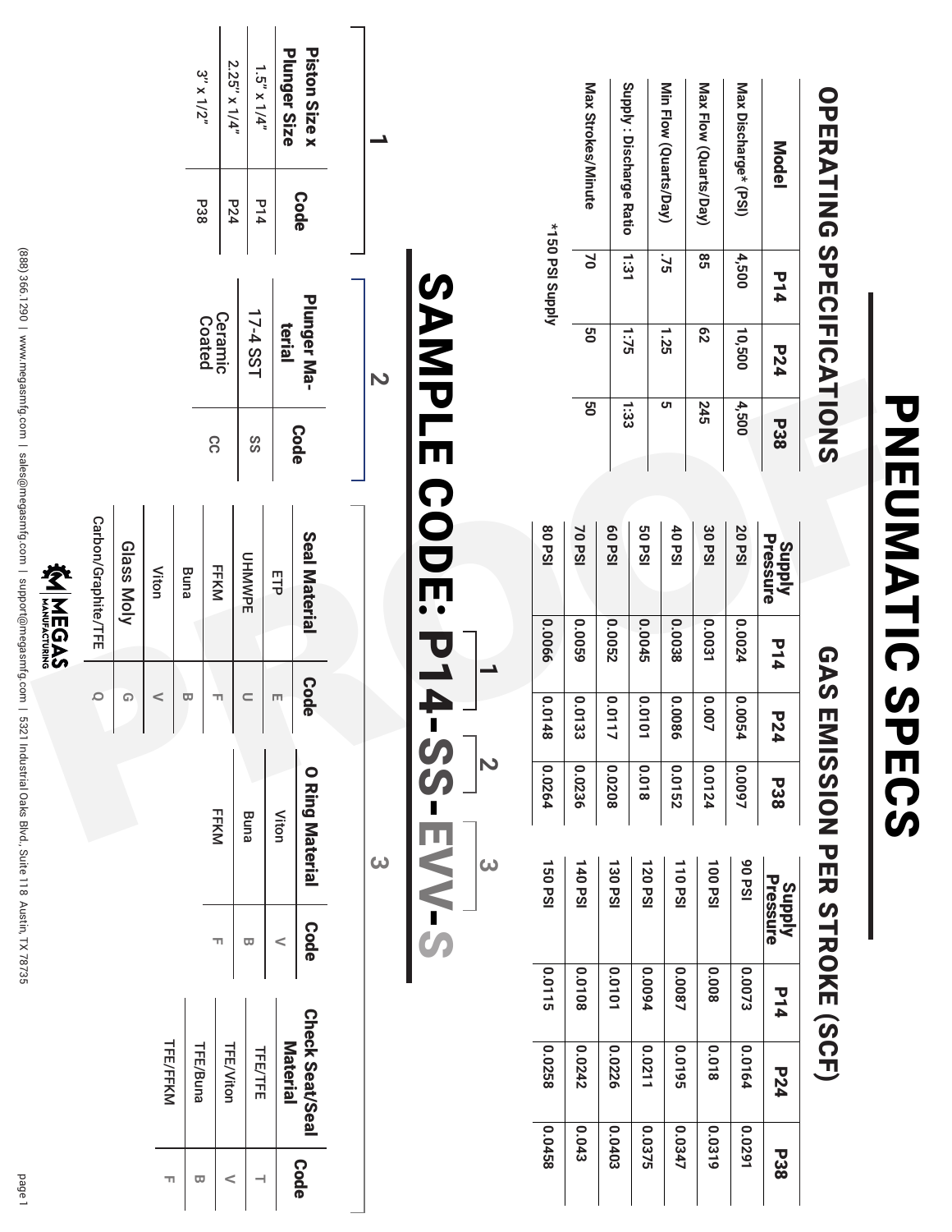# PNEUMATIC SPECS

## OPERATING SPECIFICATIONS

| Model | P14 | P24 | P38 |
|---|---|---|---|
| Max Discharge* (PSI) | 4,500 | 10,500 | 4,500 |
| Max Flow (Quarts/Day) | 85 | 62 | 245 |
| Min Flow (Quarts/Day) | .75 | 1.25 | 5 |
| Supply : Discharge Ratio | 1:31 | 1:75 | 1:33 |
| Max Strokes/Minute | 70 | 50 | 50 |

*150 PSI Supply

## GAS EMISSION PER STROKE (SCF)

| Supply Pressure | P14 | P24 | P38 |
|---|---|---|---|
| 20 PSI | 0.0024 | 0.0054 | 0.0097 |
| 30 PSI | 0.0031 | 0.007 | 0.0124 |
| 40 PSI | 0.0038 | 0.0086 | 0.0152 |
| 50 PSI | 0.0045 | 0.0101 | 0.018 |
| 60 PSI | 0.0052 | 0.0117 | 0.0208 |
| 70 PSI | 0.0059 | 0.0133 | 0.0236 |
| 80 PSI | 0.0066 | 0.0148 | 0.0264 |
| 90 PSI | 0.0073 | 0.0164 | 0.0291 |
| 100 PSI | 0.008 | 0.018 | 0.0319 |
| 110 PSI | 0.0087 | 0.0195 | 0.0347 |
| 120 PSI | 0.0094 | 0.0211 | 0.0375 |
| 130 PSI | 0.0101 | 0.0226 | 0.0403 |
| 140 PSI | 0.0108 | 0.0242 | 0.043 |
| 150 PSI | 0.0115 | 0.0258 | 0.0458 |

## SAMPLE CODE: P14-SS-EVV-S

(1 = P14, 2 = SS, 3 = EVV)

### 1

| Piston Size x Plunger Size | Code |
|---|---|
| 1.5" x 1/4" | P14 |
| 2.25" x 1/4" | P24 |
| 3" x 1/2" | P38 |

### 2

| Plunger Material | Code |
|---|---|
| 17-4 SST | SS |
| Ceramic Coated | CC |

### 3

| Seal Material | Code |
|---|---|
| ETP | E |
| UHMWPE | U |
| FFKM | F |
| Buna | B |
| Viton | V |
| Glass Moly | G |
| Carbon/Graphite/TFE | Q |

| O Ring Material | Code |
|---|---|
| Viton | V |
| Buna | B |
| FFKM | F |

| Check Seat/Seal Material | Code |
|---|---|
| TFE/TFE | T |
| TFE/Viton | V |
| TFE/Buna | B |
| TFE/FFKM | F |

MEGAS MANUFACTURING

(888) 366.1290 | www.megasmfg.com | sales@megasmfg.com | support@megasmfg.com | 5321 Industrial Oaks Blvd., Suite 118 Austin, TX 78735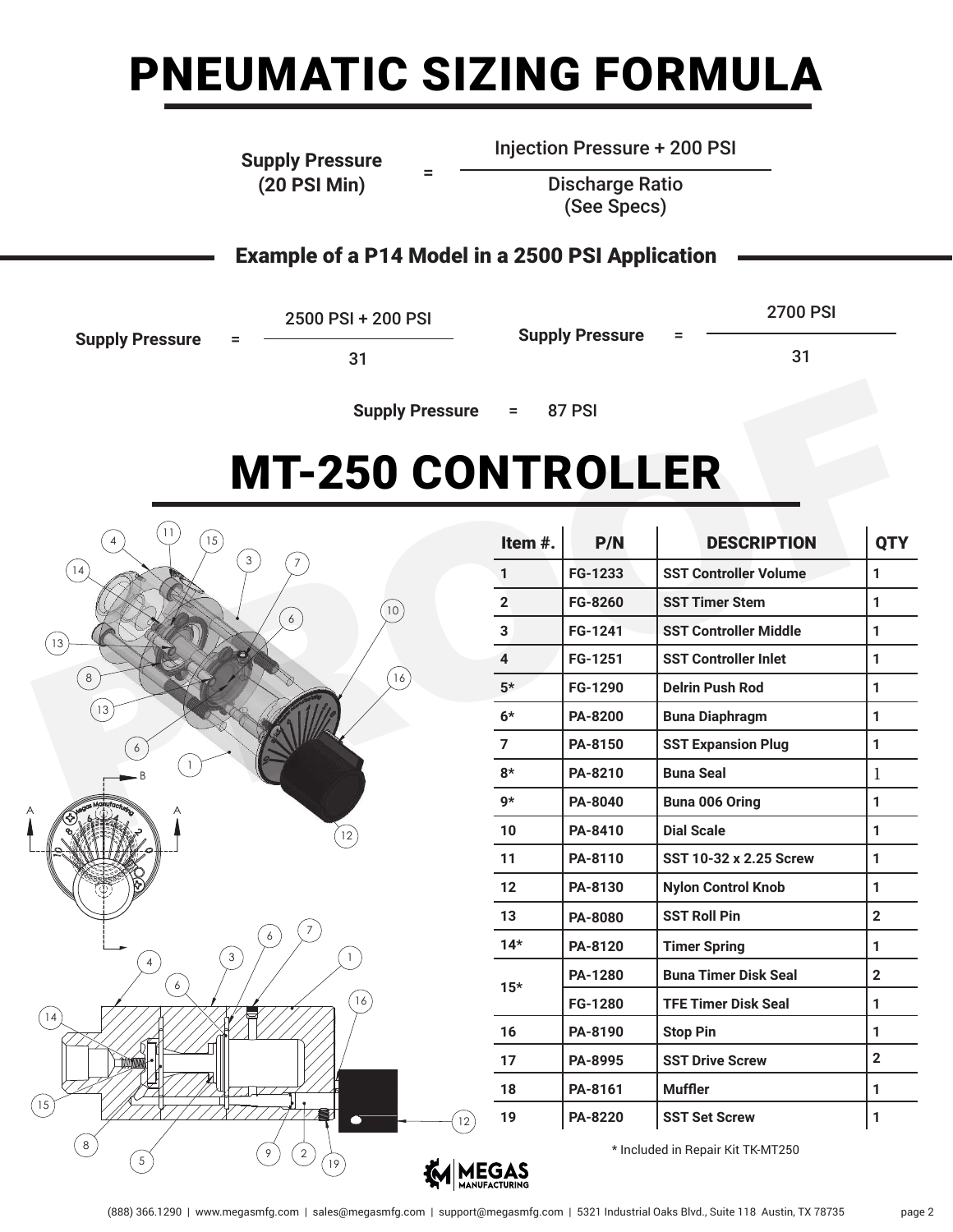# PNEUMATIC SIZING FORMULA

$$\text{Supply Pressure (20 PSI Min)} = \frac{\text{Injection Pressure + 200 PSI}}{\text{Discharge Ratio (See Specs)}}$$

## Example of a P14 Model in a 2500 PSI Application

$$\text{Supply Pressure} = \frac{2500\ \text{PSI} + 200\ \text{PSI}}{31}$$

$$\text{Supply Pressure} = \frac{2700\ \text{PSI}}{31}$$

$$\text{Supply Pressure} = 87\ \text{PSI}$$

# MT-250 CONTROLLER

| Item #. | P/N | DESCRIPTION | QTY |
|---|---|---|---|
| 1 | FG-1233 | SST Controller Volume | 1 |
| 2 | FG-8260 | SST Timer Stem | 1 |
| 3 | FG-1241 | SST Controller Middle | 1 |
| 4 | FG-1251 | SST Controller Inlet | 1 |
| 5* | FG-1290 | Delrin Push Rod | 1 |
| 6* | PA-8200 | Buna Diaphragm | 1 |
| 7 | PA-8150 | SST Expansion Plug | 1 |
| 8* | PA-8210 | Buna Seal | 1 |
| 9* | PA-8040 | Buna 006 Oring | 1 |
| 10 | PA-8410 | Dial Scale | 1 |
| 11 | PA-8110 | SST 10-32 x 2.25 Screw | 1 |
| 12 | PA-8130 | Nylon Control Knob | 1 |
| 13 | PA-8080 | SST Roll Pin | 2 |
| 14* | PA-8120 | Timer Spring | 1 |
| 15* | PA-1280 | Buna Timer Disk Seal | 2 |
| | FG-1280 | TFE Timer Disk Seal | 1 |
| 16 | PA-8190 | Stop Pin | 1 |
| 17 | PA-8995 | SST Drive Screw | 2 |
| 18 | PA-8161 | Muffler | 1 |
| 19 | PA-8220 | SST Set Screw | 1 |

\* Included in Repair Kit TK-MT250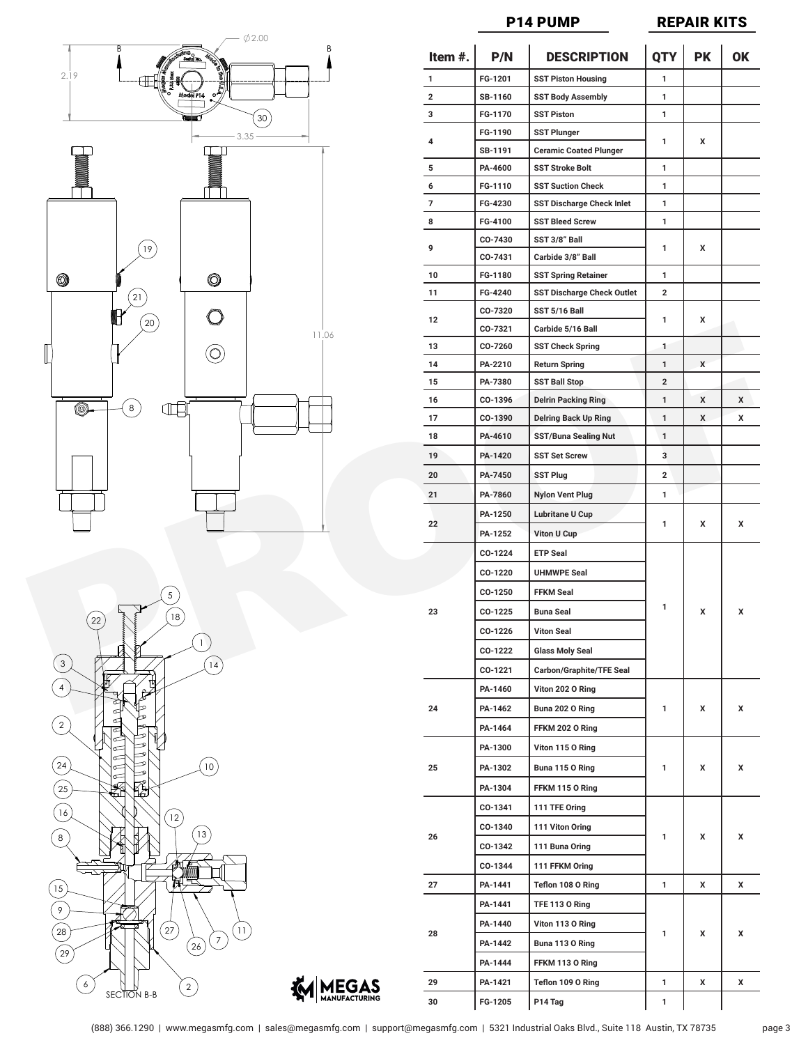## P14 PUMP

## REPAIR KITS

| Item #. | P/N | DESCRIPTION | QTY | PK | OK |
|---|---|---|---|---|---|
| 1 | FG-1201 | SST Piston Housing | 1 | | |
| 2 | SB-1160 | SST Body Assembly | 1 | | |
| 3 | FG-1170 | SST Piston | 1 | | |
| 4 | FG-1190 | SST Plunger | 1 | X | |
| | SB-1191 | Ceramic Coated Plunger | | | |
| 5 | PA-4600 | SST Stroke Bolt | 1 | | |
| 6 | FG-1110 | SST Suction Check | 1 | | |
| 7 | FG-4230 | SST Discharge Check Inlet | 1 | | |
| 8 | FG-4100 | SST Bleed Screw | 1 | | |
| 9 | CO-7430 | SST 3/8" Ball | 1 | X | |
| | CO-7431 | Carbide 3/8" Ball | | | |
| 10 | FG-1180 | SST Spring Retainer | 1 | | |
| 11 | FG-4240 | SST Discharge Check Outlet | 2 | | |
| 12 | CO-7320 | SST 5/16 Ball | 1 | X | |
| | CO-7321 | Carbide 5/16 Ball | | | |
| 13 | CO-7260 | SST Check Spring | 1 | | |
| 14 | PA-2210 | Return Spring | 1 | X | |
| 15 | PA-7380 | SST Ball Stop | 2 | | |
| 16 | CO-1396 | Delrin Packing Ring | 1 | X | X |
| 17 | CO-1390 | Delring Back Up Ring | 1 | X | X |
| 18 | PA-4610 | SST/Buna Sealing Nut | 1 | | |
| 19 | PA-1420 | SST Set Screw | 3 | | |
| 20 | PA-7450 | SST Plug | 2 | | |
| 21 | PA-7860 | Nylon Vent Plug | 1 | | |
| 22 | PA-1250 | Lubritane U Cup | 1 | X | X |
| | PA-1252 | Viton U Cup | | | |
| 23 | CO-1224 | ETP Seal | 1 | X | X |
| | CO-1220 | UHMWPE Seal | | | |
| | CO-1250 | FFKM Seal | | | |
| | CO-1225 | Buna Seal | | | |
| | CO-1226 | Viton Seal | | | |
| | CO-1222 | Glass Moly Seal | | | |
| | CO-1221 | Carbon/Graphite/TFE Seal | | | |
| 24 | PA-1460 | Viton 202 O Ring | 1 | X | X |
| | PA-1462 | Buna 202 O Ring | | | |
| | PA-1464 | FFKM 202 O Ring | | | |
| 25 | PA-1300 | Viton 115 O Ring | 1 | X | X |
| | PA-1302 | Buna 115 O Ring | | | |
| | PA-1304 | FFKM 115 O Ring | | | |
| 26 | CO-1341 | 111 TFE Oring | 1 | X | X |
| | CO-1340 | 111 Viton Oring | | | |
| | CO-1342 | 111 Buna Oring | | | |
| | CO-1344 | 111 FFKM Oring | | | |
| 27 | PA-1441 | Teflon 108 O Ring | 1 | X | X |
| 28 | PA-1441 | TFE 113 O Ring | 1 | X | X |
| | PA-1440 | Viton 113 O Ring | | | |
| | PA-1442 | Buna 113 O Ring | | | |
| | PA-1444 | FFKM 113 O Ring | | | |
| 29 | PA-1421 | Teflon 109 O Ring | 1 | X | X |
| 30 | FG-1205 | P14 Tag | 1 | | |

SECTION B-B

MEGAS MANUFACTURING

(888) 366.1290 | www.megasmfg.com | sales@megasmfg.com | support@megasmfg.com | 5321 Industrial Oaks Blvd., Suite 118 Austin, TX 78735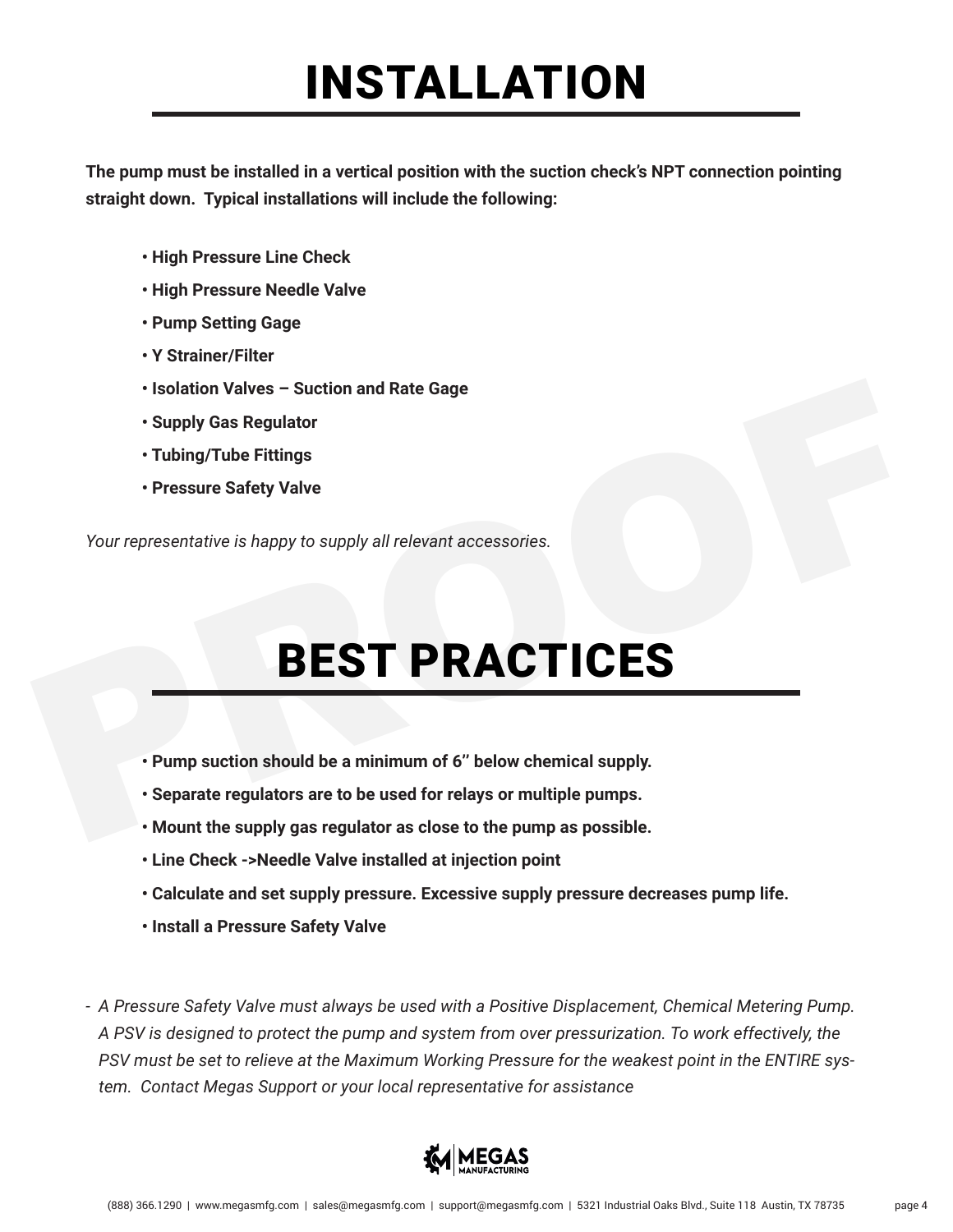# INSTALLATION

**The pump must be installed in a vertical position with the suction check's NPT connection pointing straight down. Typical installations will include the following:**

- **High Pressure Line Check**
- **High Pressure Needle Valve**
- **Pump Setting Gage**
- **Y Strainer/Filter**
- **Isolation Valves – Suction and Rate Gage**
- **Supply Gas Regulator**
- **Tubing/Tube Fittings**
- **Pressure Safety Valve**

*Your representative is happy to supply all relevant accessories.*

# BEST PRACTICES

- **Pump suction should be a minimum of 6'' below chemical supply.**
- **Separate regulators are to be used for relays or multiple pumps.**
- **Mount the supply gas regulator as close to the pump as possible.**
- **Line Check ->Needle Valve installed at injection point**
- **Calculate and set supply pressure. Excessive supply pressure decreases pump life.**
- **Install a Pressure Safety Valve**

- *A Pressure Safety Valve must always be used with a Positive Displacement, Chemical Metering Pump. A PSV is designed to protect the pump and system from over pressurization. To work effectively, the PSV must be set to relieve at the Maximum Working Pressure for the weakest point in the ENTIRE system. Contact Megas Support or your local representative for assistance*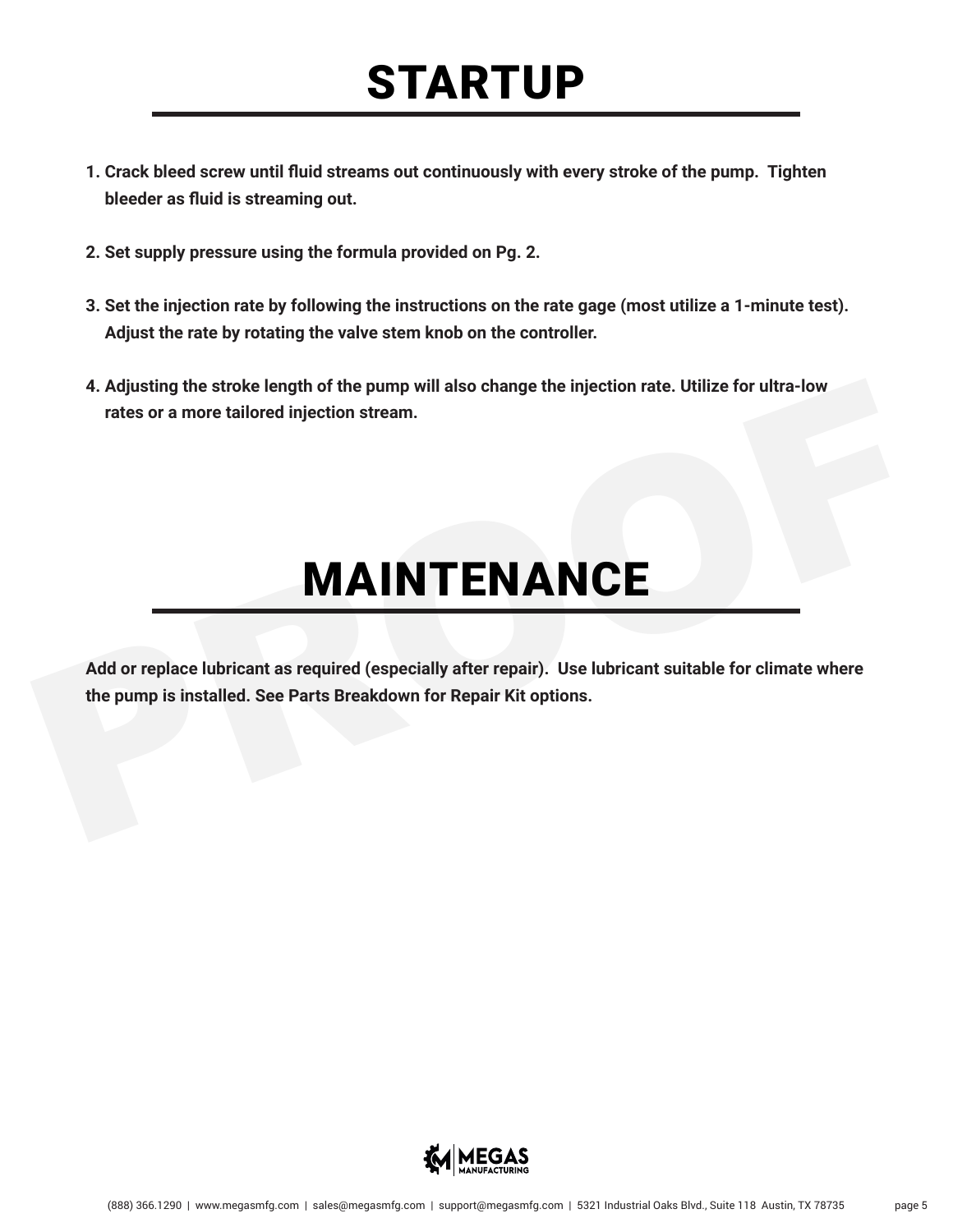# STARTUP

1. **Crack bleed screw until fluid streams out continuously with every stroke of the pump. Tighten bleeder as fluid is streaming out.**

2. **Set supply pressure using the formula provided on Pg. 2.**

3. **Set the injection rate by following the instructions on the rate gage (most utilize a 1-minute test). Adjust the rate by rotating the valve stem knob on the controller.**

4. **Adjusting the stroke length of the pump will also change the injection rate. Utilize for ultra-low rates or a more tailored injection stream.**

# MAINTENANCE

**Add or replace lubricant as required (especially after repair). Use lubricant suitable for climate where the pump is installed. See Parts Breakdown for Repair Kit options.**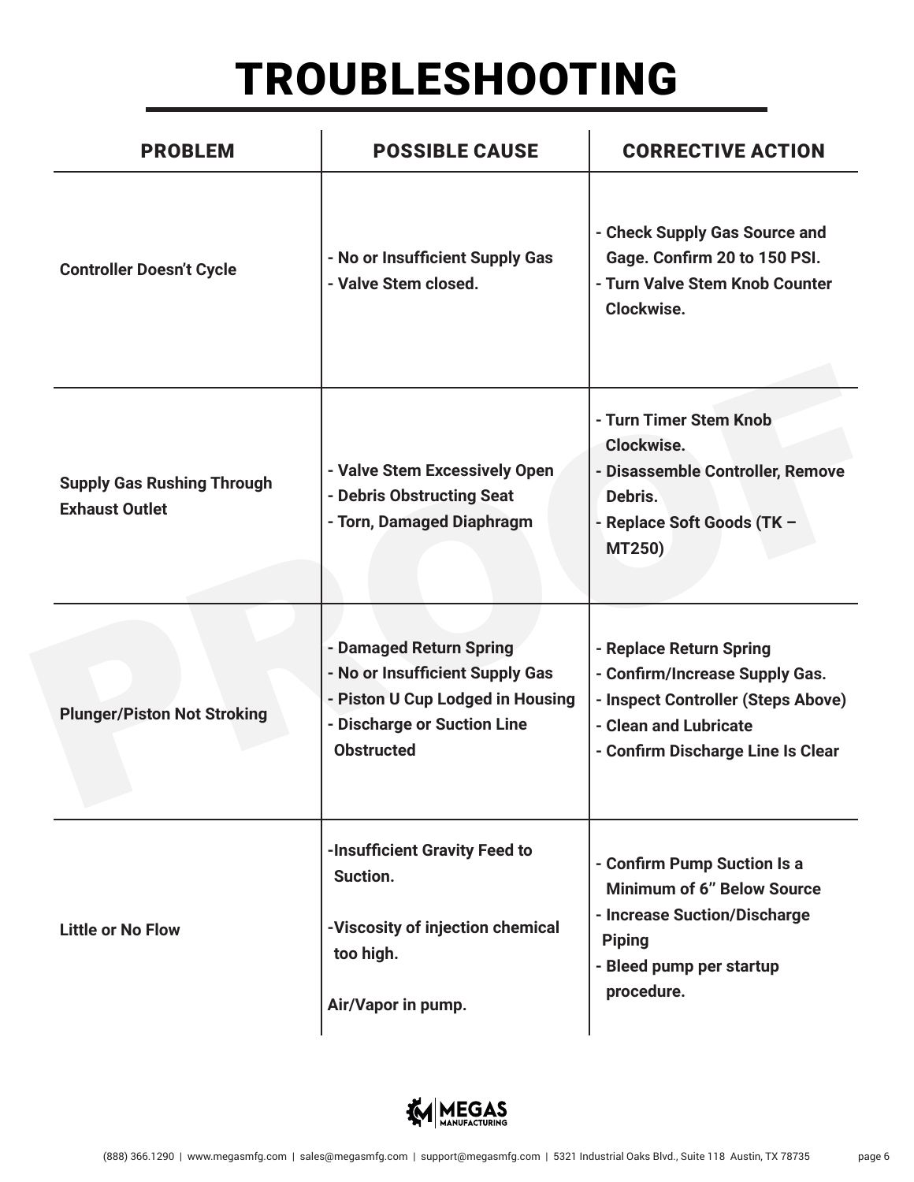# TROUBLESHOOTING

| PROBLEM | POSSIBLE CAUSE | CORRECTIVE ACTION |
|---|---|---|
| **Controller Doesn't Cycle** | **- No or Insufficient Supply Gas**<br>**- Valve Stem closed.** | **- Check Supply Gas Source and Gage. Confirm 20 to 150 PSI.**<br>**- Turn Valve Stem Knob Counter Clockwise.** |
| **Supply Gas Rushing Through Exhaust Outlet** | **- Valve Stem Excessively Open**<br>**- Debris Obstructing Seat**<br>**- Torn, Damaged Diaphragm** | **- Turn Timer Stem Knob Clockwise.**<br>**- Disassemble Controller, Remove Debris.**<br>**- Replace Soft Goods (TK – MT250)** |
| **Plunger/Piston Not Stroking** | **- Damaged Return Spring**<br>**- No or Insufficient Supply Gas**<br>**- Piston U Cup Lodged in Housing**<br>**- Discharge or Suction Line Obstructed** | **- Replace Return Spring**<br>**- Confirm/Increase Supply Gas.**<br>**- Inspect Controller (Steps Above)**<br>**- Clean and Lubricate**<br>**- Confirm Discharge Line Is Clear** |
| **Little or No Flow** | **-Insufficient Gravity Feed to Suction.**<br><br>**-Viscosity of injection chemical too high.**<br><br>**Air/Vapor in pump.** | **- Confirm Pump Suction Is a Minimum of 6" Below Source**<br>**- Increase Suction/Discharge Piping**<br>**- Bleed pump per startup procedure.** |

MEGAS MANUFACTURING

(888) 366.1290 | www.megasmfg.com | sales@megasmfg.com | support@megasmfg.com | 5321 Industrial Oaks Blvd., Suite 118 Austin, TX 78735